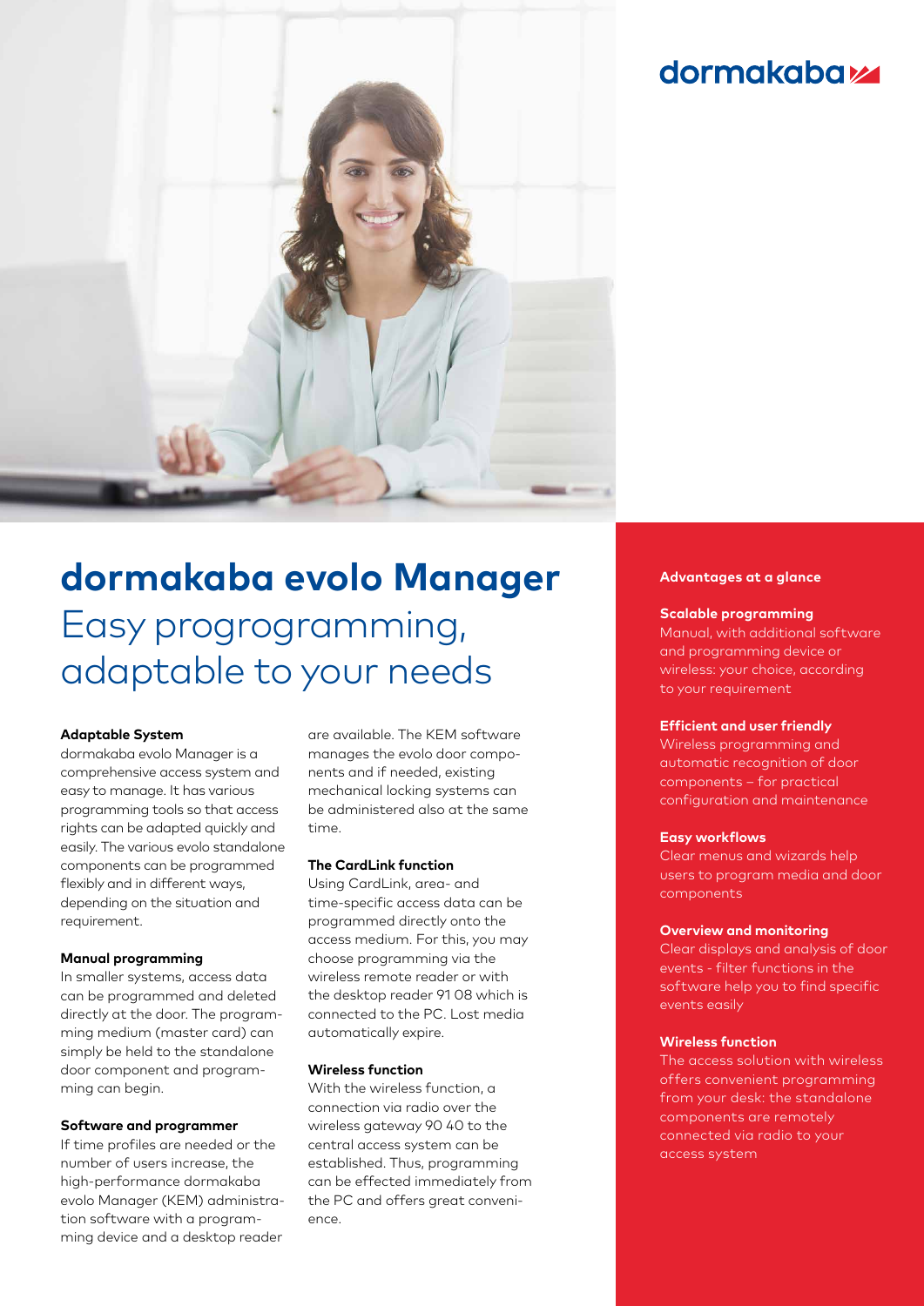dormakaba

# dormakaba evolo Manager

## Easy progrogramming, adaptable to your needs

### Adaptable System

dormakaba evolo Manager is a comprehensive access system and easy to manage. It has various programming tools so that access rights can be adapted quickly and easily. The various evolo standalone components can be programmed flexibly and in different ways, depending on the situation and requirement.

### Manual programming

In smaller systems, access data can be programmed and deleted directly at the door. The programming medium (master card) can simply be held to the standalone door component and programming can begin.

### Software and programmer

If time profiles are needed or the number of users increase, the high-performance dormakaba evolo Manager (KEM) administration software with a programming device and a desktop reader are available. The KEM software manages the evolo door components and if needed, existing mechanical locking systems can be administered also at the same time.

### The CardLink function

Using CardLink, area- and time-specific access data can be programmed directly onto the access medium. For this, you may choose programming via the wireless remote reader or with the desktop reader 91 08 which is connected to the PC. Lost media automatically expire.

### Wireless function

With the wireless function, a connection via radio over the wireless gateway 90 40 to the central access system can be established. Thus, programming can be effected immediately from the PC and offers great convenience.

### Advantages at a glance

**Scalable programming**
Manual, with additional software and programming device or wireless: your choice, according to your requirement

**Efficient and user friendly**
Wireless programming and automatic recognition of door components – for practical configuration and maintenance

**Easy workflows**
Clear menus and wizards help users to program media and door components

**Overview and monitoring**
Clear displays and analysis of door events - filter functions in the software help you to find specific events easily

**Wireless function**
The access solution with wireless offers convenient programming from your desk: the standalone components are remotely connected via radio to your access system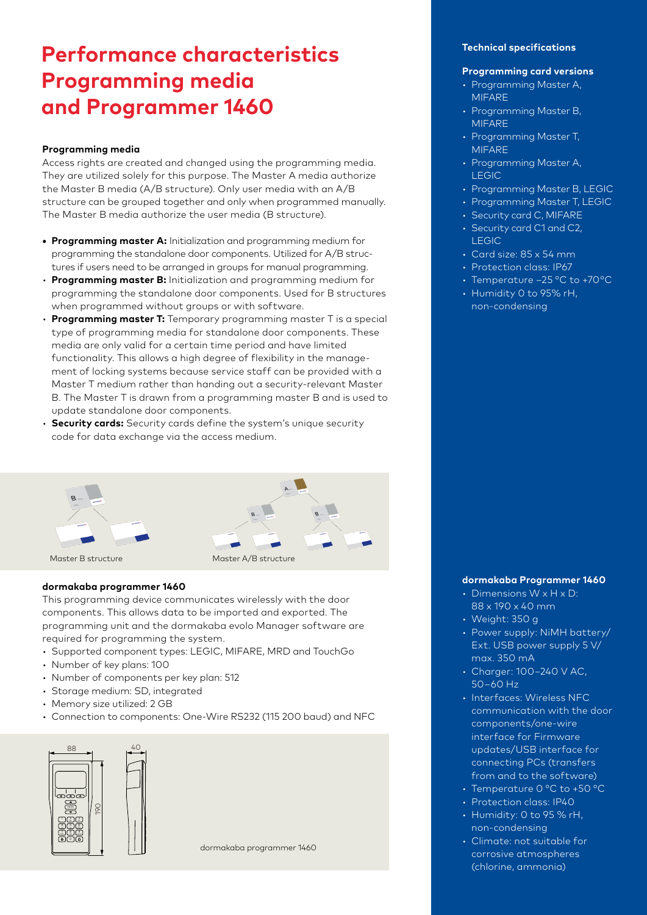# Performance characteristics Programming media and Programmer 1460

### Programming media

Access rights are created and changed using the programming media. They are utilized solely for this purpose. The Master A media authorize the Master B media (A/B structure). Only user media with an A/B structure can be grouped together and only when programmed manually. The Master B media authorize the user media (B structure).

- **Programming master A:** Initialization and programming medium for programming the standalone door components. Utilized for A/B structures if users need to be arranged in groups for manual programming.
- **Programming master B:** Initialization and programming medium for programming the standalone door components. Used for B structures when programmed without groups or with software.
- **Programming master T:** Temporary programming master T is a special type of programming media for standalone door components. These media are only valid for a certain time period and have limited functionality. This allows a high degree of flexibility in the management of locking systems because service staff can be provided with a Master T medium rather than handing out a security-relevant Master B. The Master T is drawn from a programming master B and is used to update standalone door components.
- **Security cards:** Security cards define the system's unique security code for data exchange via the access medium.

Master B structure

Master A/B structure

### dormakaba programmer 1460

This programming device communicates wirelessly with the door components. This allows data to be imported and exported. The programming unit and the dormakaba evolo Manager software are required for programming the system.

- Supported component types: LEGIC, MIFARE, MRD and TouchGo
- Number of key plans: 100
- Number of components per key plan: 512
- Storage medium: SD, integrated
- Memory size utilized: 2 GB
- Connection to components: One-Wire RS232 (115 200 baud) and NFC

dormakaba programmer 1460

### Technical specifications

#### Programming card versions

- Programming Master A, MIFARE
- Programming Master B, MIFARE
- Programming Master T, MIFARE
- Programming Master A, LEGIC
- Programming Master B, LEGIC
- Programming Master T, LEGIC
- Security card C, MIFARE
- Security card C1 and C2, LEGIC
- Card size: 85 x 54 mm
- Protection class: IP67
- Temperature –25 °C to +70°C
- Humidity 0 to 95% rH, non-condensing

#### dormakaba Programmer 1460

- Dimensions W x H x D: 88 x 190 x 40 mm
- Weight: 350 g
- Power supply: NiMH battery/ Ext. USB power supply 5 V/ max. 350 mA
- Charger: 100–240 V AC, 50–60 Hz
- Interfaces: Wireless NFC communication with the door components/one-wire interface for Firmware updates/USB interface for connecting PCs (transfers from and to the software)
- Temperature 0 °C to +50 °C
- Protection class: IP40
- Humidity: 0 to 95 % rH, non-condensing
- Climate: not suitable for corrosive atmospheres (chlorine, ammonia)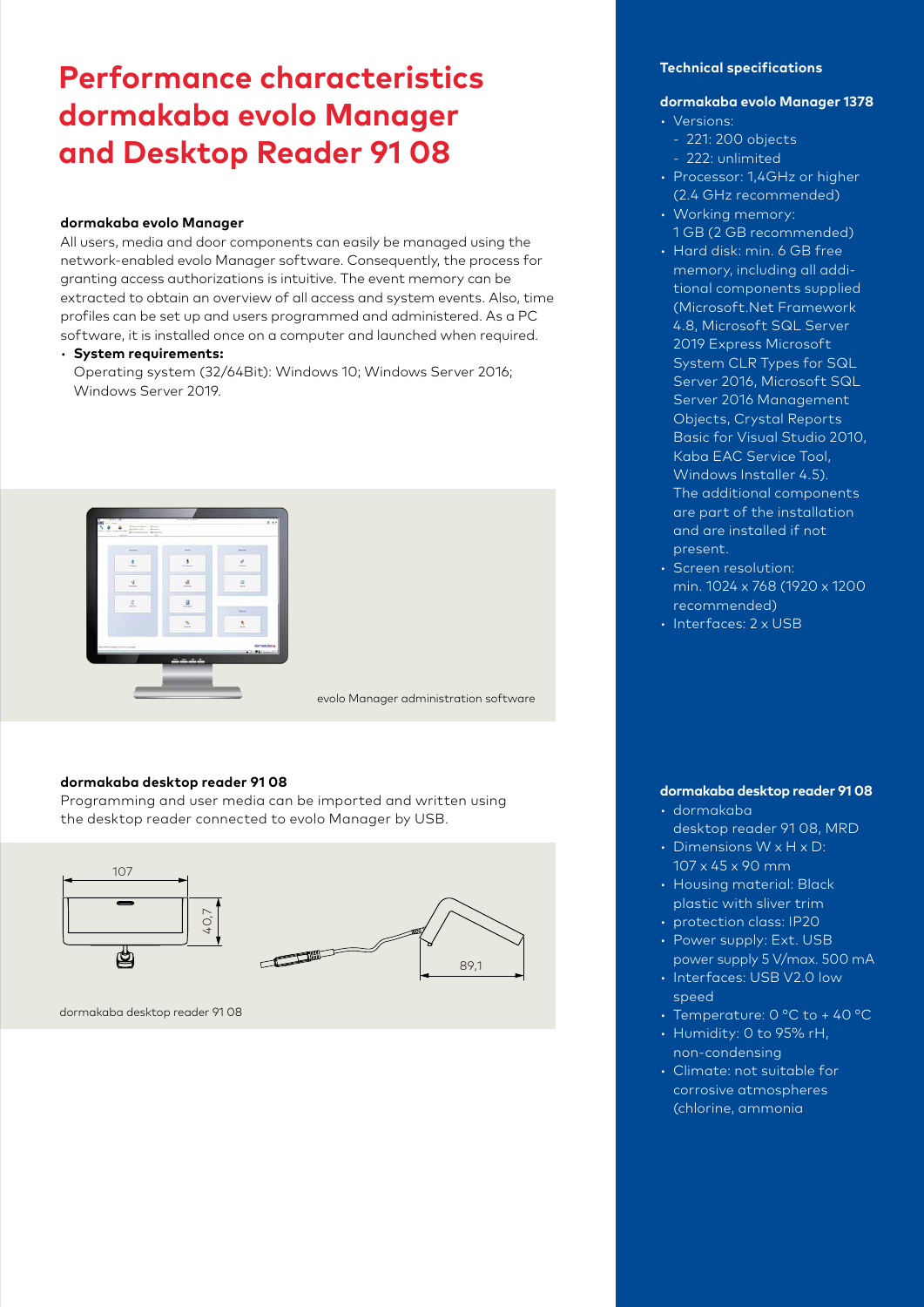# Performance characteristics dormakaba evolo Manager and Desktop Reader 91 08

### dormakaba evolo Manager

All users, media and door components can easily be managed using the network-enabled evolo Manager software. Consequently, the process for granting access authorizations is intuitive. The event memory can be extracted to obtain an overview of all access and system events. Also, time profiles can be set up and users programmed and administered. As a PC software, it is installed once on a computer and launched when required.

- **System requirements:**
  Operating system (32/64Bit): Windows 10; Windows Server 2016; Windows Server 2019.

evolo Manager administration software

### dormakaba desktop reader 91 08

Programming and user media can be imported and written using the desktop reader connected to evolo Manager by USB.

107

40,7

89,1

dormakaba desktop reader 91 08

## Technical specifications

### dormakaba evolo Manager 1378

- Versions:
  - 221: 200 objects
  - 222: unlimited
- Processor: 1,4GHz or higher (2.4 GHz recommended)
- Working memory: 1 GB (2 GB recommended)
- Hard disk: min. 6 GB free memory, including all additional components supplied (Microsoft.Net Framework 4.8, Microsoft SQL Server 2019 Express Microsoft System CLR Types for SQL Server 2016, Microsoft SQL Server 2016 Management Objects, Crystal Reports Basic for Visual Studio 2010, Kaba EAC Service Tool, Windows Installer 4.5). The additional components are part of the installation and are installed if not present.
- Screen resolution: min. 1024 x 768 (1920 x 1200 recommended)
- Interfaces: 2 x USB

### dormakaba desktop reader 91 08

- dormakaba desktop reader 91 08, MRD
- Dimensions W x H x D: 107 x 45 x 90 mm
- Housing material: Black plastic with sliver trim
- protection class: IP20
- Power supply: Ext. USB power supply 5 V/max. 500 mA
- Interfaces: USB V2.0 low speed
- Temperature: 0 °C to + 40 °C
- Humidity: 0 to 95% rH, non-condensing
- Climate: not suitable for corrosive atmospheres (chlorine, ammonia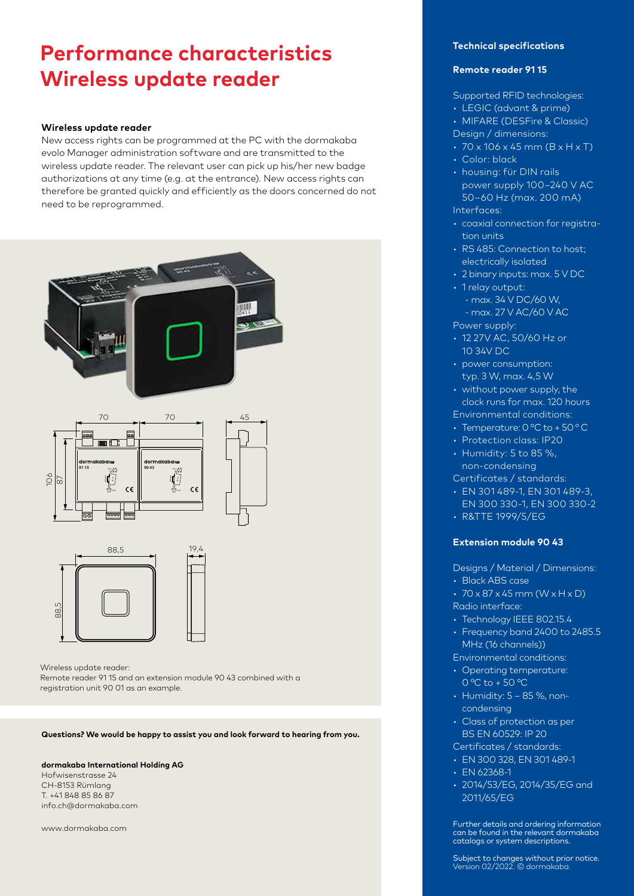# Performance characteristics Wireless update reader

**Wireless update reader**

New access rights can be programmed at the PC with the dormakaba evolo Manager administration software and are transmitted to the wireless update reader. The relevant user can pick up his/her new badge authorizations at any time (e.g. at the entrance). New access rights can therefore be granted quickly and efficiently as the doors concerned do not need to be reprogrammed.

70
70
45
106
87
88,5
19,4
88,5

Wireless update reader:
Remote reader 91 15 and an extension module 90 43 combined with a registration unit 90 01 as an example.

**Questions? We would be happy to assist you and look forward to hearing from you.**

**dormakaba International Holding AG**
Hofwisenstrasse 24
CH-8153 Rümlang
T. +41 848 85 86 87
info.ch@dormakaba.com

www.dormakaba.com

**Technical specifications**

**Remote reader 91 15**

Supported RFID technologies:
- LEGIC (advant & prime)
- MIFARE (DESFire & Classic)

Design / dimensions:
- 70 x 106 x 45 mm (B x H x T)
- Color: black
- housing: für DIN rails power supply 100–240 V AC 50–60 Hz (max. 200 mA)

Interfaces:
- coaxial connection for registration units
- RS 485: Connection to host; electrically isolated
- 2 binary inputs: max. 5 V DC
- 1 relay output:
  - max. 34 V DC/60 W,
  - max. 27 V AC/60 V AC

Power supply:
- 12 27V AC, 50/60 Hz or 10 34V DC
- power consumption: typ. 3 W, max. 4,5 W
- without power supply, the clock runs for max. 120 hours

Environmental conditions:
- Temperature: 0 °C to + 50 ° C
- Protection class: IP20
- Humidity: 5 to 85 %, non-condensing

Certificates / standards:
- EN 301 489-1, EN 301 489-3, EN 300 330-1, EN 300 330-2
- R&TTE 1999/5/EG

**Extension module 90 43**

Designs / Material / Dimensions:
- Black ABS case
- 70 x 87 x 45 mm (W x H x D)

Radio interface:
- Technology IEEE 802.15.4
- Frequency band 2400 to 2485.5 MHz (16 channels))

Environmental conditions:
- Operating temperature: 0 °C to + 50 °C
- Humidity: 5 – 85 %, non-condensing
- Class of protection as per BS EN 60529: IP 20

Certificates / standards:
- EN 300 328, EN 301 489-1
- EN 62368-1
- 2014/53/EG, 2014/35/EG and 2011/65/EG

Further details and ordering information can be found in the relevant dormakaba catalogs or system descriptions.

Subject to changes without prior notice.
Version 02/2022. © dormakaba.